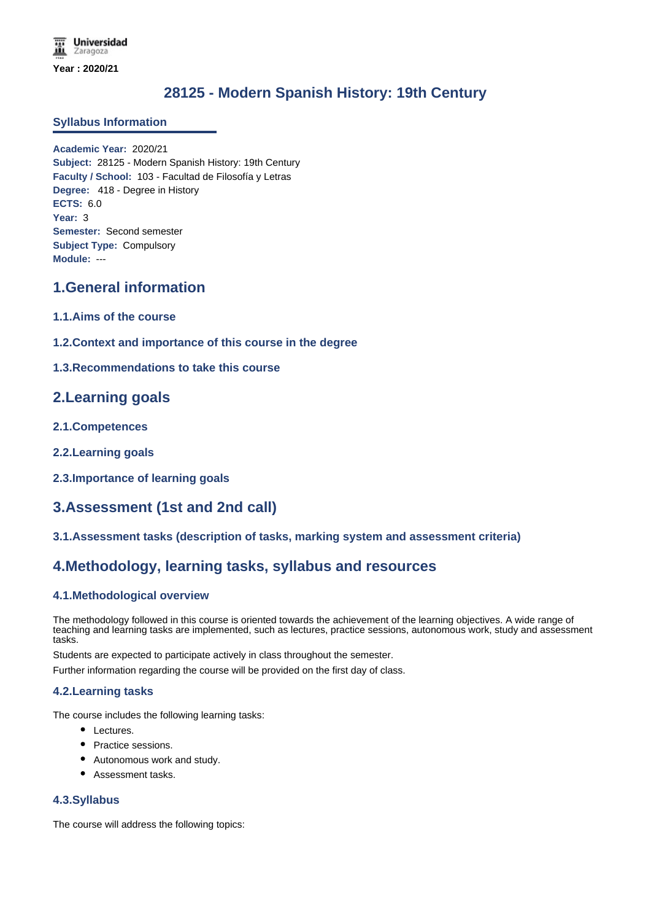Year : 2020/21

# 28125 - Modern Spanish History: 19th Century

## Syllabus Information

**Academic Year:** 2020/21
**Subject:** 28125 - Modern Spanish History: 19th Century
**Faculty / School:** 103 - Facultad de Filosofía y Letras
**Degree:** 418 - Degree in History
**ECTS:** 6.0
**Year:** 3
**Semester:** Second semester
**Subject Type:** Compulsory
**Module:** ---

## 1.General information

### 1.1.Aims of the course

### 1.2.Context and importance of this course in the degree

### 1.3.Recommendations to take this course

## 2.Learning goals

### 2.1.Competences

### 2.2.Learning goals

### 2.3.Importance of learning goals

## 3.Assessment (1st and 2nd call)

### 3.1.Assessment tasks (description of tasks, marking system and assessment criteria)

## 4.Methodology, learning tasks, syllabus and resources

### 4.1.Methodological overview

The methodology followed in this course is oriented towards the achievement of the learning objectives. A wide range of teaching and learning tasks are implemented, such as lectures, practice sessions, autonomous work, study and assessment tasks.

Students are expected to participate actively in class throughout the semester.

Further information regarding the course will be provided on the first day of class.

### 4.2.Learning tasks

The course includes the following learning tasks:

- Lectures.
- Practice sessions.
- Autonomous work and study.
- Assessment tasks.

### 4.3.Syllabus

The course will address the following topics: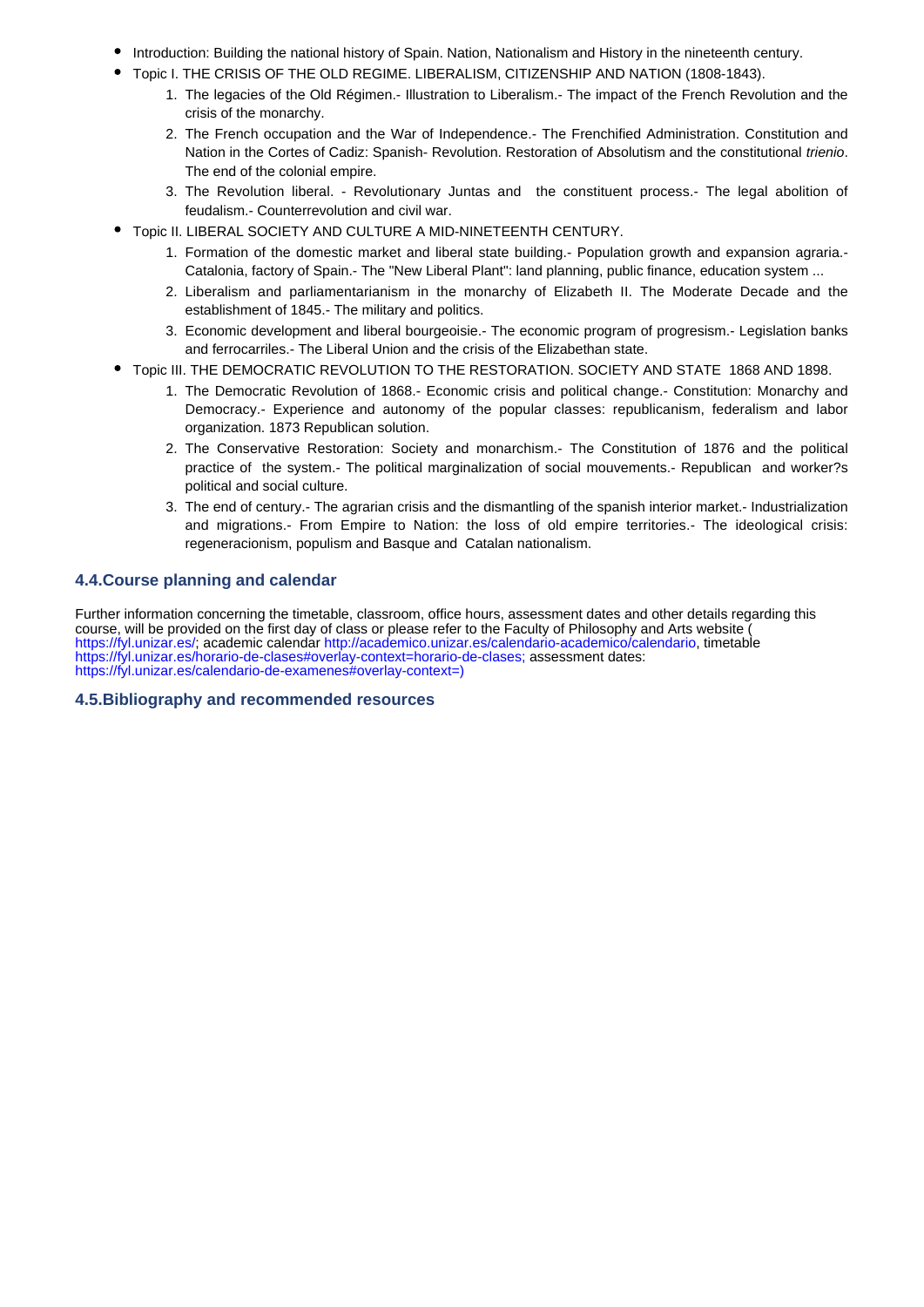- Introduction: Building the national history of Spain. Nation, Nationalism and History in the nineteenth century.
- Topic I. THE CRISIS OF THE OLD REGIME. LIBERALISM, CITIZENSHIP AND NATION (1808-1843).
    1. The legacies of the Old Régimen.- Illustration to Liberalism.- The impact of the French Revolution and the crisis of the monarchy.
    2. The French occupation and the War of Independence.- The Frenchified Administration. Constitution and Nation in the Cortes of Cadiz: Spanish- Revolution. Restoration of Absolutism and the constitutional *trienio*. The end of the colonial empire.
    3. The Revolution liberal. - Revolutionary Juntas and the constituent process.- The legal abolition of feudalism.- Counterrevolution and civil war.
- Topic II. LIBERAL SOCIETY AND CULTURE A MID-NINETEENTH CENTURY.
    1. Formation of the domestic market and liberal state building.- Population growth and expansion agraria.- Catalonia, factory of Spain.- The "New Liberal Plant": land planning, public finance, education system ...
    2. Liberalism and parliamentarianism in the monarchy of Elizabeth II. The Moderate Decade and the establishment of 1845.- The military and politics.
    3. Economic development and liberal bourgeoisie.- The economic program of progresism.- Legislation banks and ferrocarriles.- The Liberal Union and the crisis of the Elizabethan state.
- Topic III. THE DEMOCRATIC REVOLUTION TO THE RESTORATION. SOCIETY AND STATE 1868 AND 1898.
    1. The Democratic Revolution of 1868.- Economic crisis and political change.- Constitution: Monarchy and Democracy.- Experience and autonomy of the popular classes: republicanism, federalism and labor organization. 1873 Republican solution.
    2. The Conservative Restoration: Society and monarchism.- The Constitution of 1876 and the political practice of the system.- The political marginalization of social mouvements.- Republican and worker?s political and social culture.
    3. The end of century.- The agrarian crisis and the dismantling of the spanish interior market.- Industrialization and migrations.- From Empire to Nation: the loss of old empire territories.- The ideological crisis: regeneracionism, populism and Basque and Catalan nationalism.

### 4.4.Course planning and calendar

Further information concerning the timetable, classroom, office hours, assessment dates and other details regarding this course, will be provided on the first day of class or please refer to the Faculty of Philosophy and Arts website ( https://fyl.unizar.es/; academic calendar http://academico.unizar.es/calendario-academico/calendario, timetable https://fyl.unizar.es/horario-de-clases#overlay-context=horario-de-clases; assessment dates: https://fyl.unizar.es/calendario-de-examenes#overlay-context=)

### 4.5.Bibliography and recommended resources